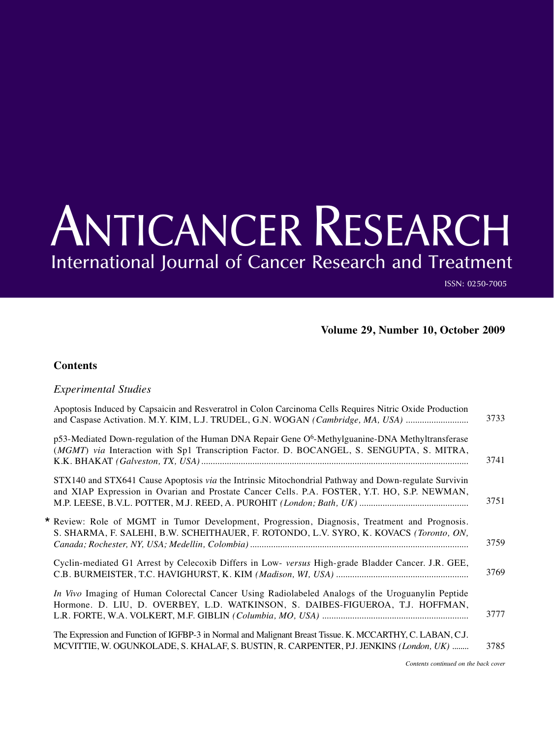# ANTICANCER RESEARCH

International Journal of Cancer Research and Treatment

ISSN: 0250-7005

**Volume 29, Number 10, October 2009**

## Contents

### *Experimental Studies*

| | |
|---|---|
| Apoptosis Induced by Capsaicin and Resveratrol in Colon Carcinoma Cells Requires Nitric Oxide Production and Caspase Activation. M.Y. KIM, L.J. TRUDEL, G.N. WOGAN *(Cambridge, MA, USA)* | 3733 |
| p53-Mediated Down-regulation of the Human DNA Repair Gene $O^6$-Methylguanine-DNA Methyltransferase (*MGMT*) *via* Interaction with Sp1 Transcription Factor. D. BOCANGEL, S. SENGUPTA, S. MITRA, K.K. BHAKAT *(Galveston, TX, USA)* | 3741 |
| STX140 and STX641 Cause Apoptosis *via* the Intrinsic Mitochondrial Pathway and Down-regulate Survivin and XIAP Expression in Ovarian and Prostate Cancer Cells. P.A. FOSTER, Y.T. HO, S.P. NEWMAN, M.P. LEESE, B.V.L. POTTER, M.J. REED, A. PUROHIT *(London; Bath, UK)* | 3751 |
| * Review: Role of MGMT in Tumor Development, Progression, Diagnosis, Treatment and Prognosis. S. SHARMA, F. SALEHI, B.W. SCHEITHAUER, F. ROTONDO, L.V. SYRO, K. KOVACS *(Toronto, ON, Canada; Rochester, NY, USA; Medellin, Colombia)* | 3759 |
| Cyclin-mediated G1 Arrest by Celecoxib Differs in Low- *versus* High-grade Bladder Cancer. J.R. GEE, C.B. BURMEISTER, T.C. HAVIGHURST, K. KIM *(Madison, WI, USA)* | 3769 |
| *In Vivo* Imaging of Human Colorectal Cancer Using Radiolabeled Analogs of the Uroguanylin Peptide Hormone. D. LIU, D. OVERBEY, L.D. WATKINSON, S. DAIBES-FIGUEROA, T.J. HOFFMAN, L.R. FORTE, W.A. VOLKERT, M.F. GIBLIN *(Columbia, MO, USA)* | 3777 |
| The Expression and Function of IGFBP-3 in Normal and Malignant Breast Tissue. K. MCCARTHY, C. LABAN, C.J. MCVITTIE, W. OGUNKOLADE, S. KHALAF, S. BUSTIN, R. CARPENTER, P.J. JENKINS *(London, UK)* | 3785 |

*Contents continued on the back cover*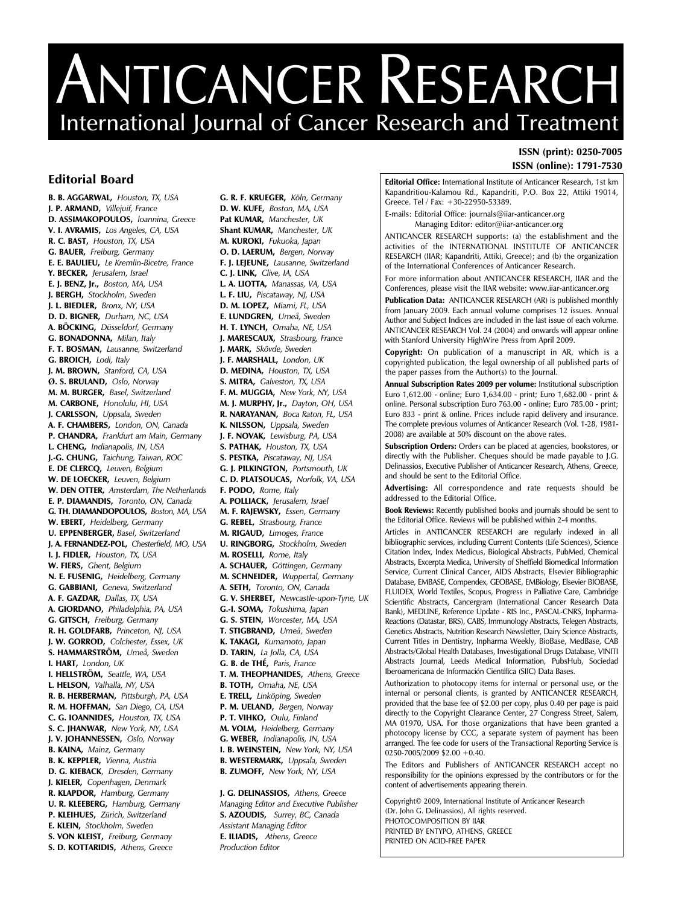# ANTICANCER RESEARCH

International Journal of Cancer Research and Treatment

**ISSN (print): 0250-7005**
**ISSN (online): 1791-7530**

## Editorial Board

**B. B. AGGARWAL,** *Houston, TX, USA*
**J. P. ARMAND,** *Villejuif, France*
**D. ASSIMAKOPOULOS,** *Ioannina, Greece*
**V. I. AVRAMIS,** *Los Angeles, CA, USA*
**R. C. BAST,** *Houston, TX, USA*
**G. BAUER,** *Freiburg, Germany*
**E. E. BAULIEU,** *Le Kremlin-Bicetre, France*
**Y. BECKER,** *Jerusalem, Israel*
**E. J. BENZ, Jr.,** *Boston, MA, USA*
**J. BERGH,** *Stockholm, Sweden*
**J. L. BIEDLER,** *Bronx, NY, USA*
**D. D. BIGNER,** *Durham, NC, USA*
**A. BÖCKING,** *Düsseldorf, Germany*
**G. BONADONNA,** *Milan, Italy*
**F. T. BOSMAN,** *Lausanne, Switzerland*
**G. BROICH,** *Lodi, Italy*
**J. M. BROWN,** *Stanford, CA, USA*
**Ø. S. BRULAND,** *Oslo, Norway*
**M. M. BURGER,** *Basel, Switzerland*
**M. CARBONE,** *Honolulu, HI, USA*
**J. CARLSSON,** *Uppsala, Sweden*
**A. F. CHAMBERS,** *London, ON, Canada*
**P. CHANDRA,** *Frankfurt am Main, Germany*
**L. CHENG,** *Indianapolis, IN, USA*
**J.-G. CHUNG,** *Taichung, Taiwan, ROC*
**E. DE CLERCQ,** *Leuven, Belgium*
**W. DE LOECKER,** *Leuven, Belgium*
**W. DEN OTTER,** *Amsterdam, The Netherlands*
**E. P. DIAMANDIS,** *Toronto, ON, Canada*
**G. TH. DIAMANDOPOULOS,** *Boston, MA, USA*
**W. EBERT,** *Heidelberg, Germany*
**U. EPPENBERGER,** *Basel, Switzerland*
**J. A. FERNANDEZ-POL,** *Chesterfield, MO, USA*
**I. J. FIDLER,** *Houston, TX, USA*
**W. FIERS,** *Ghent, Belgium*
**N. E. FUSENIG,** *Heidelberg, Germany*
**G. GABBIANI,** *Geneva, Switzerland*
**A. F. GAZDAR,** *Dallas, TX, USA*
**A. GIORDANO,** *Philadelphia, PA, USA*
**G. GITSCH,** *Freiburg, Germany*
**R. H. GOLDFARB,** *Princeton, NJ, USA*
**J. W. GORROD,** *Colchester, Essex, UK*
**S. HAMMARSTRÖM,** *Umeå, Sweden*
**I. HART,** *London, UK*
**I. HELLSTRÖM,** *Seattle, WA, USA*
**L. HELSON,** *Valhalla, NY, USA*
**R. B. HERBERMAN,** *Pittsburgh, PA, USA*
**R. M. HOFFMAN,** *San Diego, CA, USA*
**C. G. IOANNIDES,** *Houston, TX, USA*
**S. C. JHANWAR,** *New York, NY, USA*
**J. V. JOHANNESSEN,** *Oslo, Norway*
**B. KAINA,** *Mainz, Germany*
**B. K. KEPPLER,** *Vienna, Austria*
**D. G. KIEBACK,** *Dresden, Germany*
**J. KIELER,** *Copenhagen, Denmark*
**R. KLAPDOR,** *Hamburg, Germany*
**U. R. KLEEBERG,** *Hamburg, Germany*
**P. KLEIHUES,** *Zürich, Switzerland*
**E. KLEIN,** *Stockholm, Sweden*
**S. VON KLEIST,** *Freiburg, Germany*
**S. D. KOTTARIDIS,** *Athens, Greece*
**G. R. F. KRUEGER,** *Köln, Germany*
**D. W. KUFE,** *Boston, MA, USA*
**Pat KUMAR,** *Manchester, UK*
**Shant KUMAR,** *Manchester, UK*
**M. KUROKI,** *Fukuoka, Japan*
**O. D. LAERUM,** *Bergen, Norway*
**F. J. LEJEUNE,** *Lausanne, Switzerland*
**C. J. LINK,** *Clive, IA, USA*
**L. A. LIOTTA,** *Manassas, VA, USA*
**L. F. LIU,** *Piscataway, NJ, USA*
**D. M. LOPEZ,** *Miami, FL, USA*
**E. LUNDGREN,** *Umeå, Sweden*
**H. T. LYNCH,** *Omaha, NE, USA*
**J. MARESCAUX,** *Strasbourg, France*
**J. MARK,** *Skövde, Sweden*
**J. F. MARSHALL,** *London, UK*
**D. MEDINA,** *Houston, TX, USA*
**S. MITRA,** *Galveston, TX, USA*
**F. M. MUGGIA,** *New York, NY, USA*
**M. J. MURPHY, Jr.,** *Dayton, OH, USA*
**R. NARAYANAN,** *Boca Raton, FL, USA*
**K. NILSSON,** *Uppsala, Sweden*
**J. F. NOVAK,** *Lewisburg, PA, USA*
**S. PATHAK,** *Houston, TX, USA*
**S. PESTKA,** *Piscataway, NJ, USA*
**G. J. PILKINGTON,** *Portsmouth, UK*
**C. D. PLATSOUCAS,** *Norfolk, VA, USA*
**F. PODO,** *Rome, Italy*
**A. POLLIACK,** *Jerusalem, Israel*
**M. F. RAJEWSKY,** *Essen, Germany*
**G. REBEL,** *Strasbourg, France*
**M. RIGAUD,** *Limoges, France*
**U. RINGBORG,** *Stockholm, Sweden*
**M. ROSELLI,** *Rome, Italy*
**A. SCHAUER,** *Göttingen, Germany*
**M. SCHNEIDER,** *Wuppertal, Germany*
**A. SETH,** *Toronto, ON, Canada*
**G. V. SHERBET,** *Newcastle-upon-Tyne, UK*
**G.-I. SOMA,** *Tokushima, Japan*
**G. S. STEIN,** *Worcester, MA, USA*
**T. STIGBRAND,** *Umeå, Sweden*
**K. TAKAGI,** *Kumamoto, Japan*
**D. TARIN,** *La Jolla, CA, USA*
**G. B. de THÉ,** *Paris, France*
**T. M. THEOPHANIDES,** *Athens, Greece*
**B. TOTH,** *Omaha, NE, USA*
**E. TRELL,** *Linköping, Sweden*
**P. M. UELAND,** *Bergen, Norway*
**P. T. VIHKO,** *Oulu, Finland*
**M. VOLM,** *Heidelberg, Germany*
**G. WEBER,** *Indianapolis, IN, USA*
**I. B. WEINSTEIN,** *New York, NY, USA*
**B. WESTERMARK,** *Uppsala, Sweden*
**B. ZUMOFF,** *New York, NY, USA*

**J. G. DELINASSIOS,** *Athens, Greece*
*Managing Editor and Executive Publisher*
**S. AZOUDIS,** *Surrey, BC, Canada*
*Assistant Managing Editor*
**E. ILIADIS,** *Athens, Greece*
*Production Editor*

**Editorial Office:** International Institute of Anticancer Research, 1st km Kapandritiou-Kalamou Rd., Kapandriti, P.O. Box 22, Attiki 19014, Greece. Tel / Fax: +30-22950-53389.

E-mails: Editorial Office: journals@iiar-anticancer.org
Managing Editor: editor@iiar-anticancer.org

ANTICANCER RESEARCH supports: (a) the establishment and the activities of the INTERNATIONAL INSTITUTE OF ANTICANCER RESEARCH (IIAR; Kapandriti, Attiki, Greece); and (b) the organization of the International Conferences of Anticancer Research.

For more information about ANTICANCER RESEARCH, IIAR and the Conferences, please visit the IIAR website: www.iiar-anticancer.org

**Publication Data:** ANTICANCER RESEARCH (AR) is published monthly from January 2009. Each annual volume comprises 12 issues. Annual Author and Subject Indices are included in the last issue of each volume. ANTICANCER RESEARCH Vol. 24 (2004) and onwards will appear online with Stanford University HighWire Press from April 2009.

**Copyright:** On publication of a manuscript in AR, which is a copyrighted publication, the legal ownership of all published parts of the paper passes from the Author(s) to the Journal.

**Annual Subscription Rates 2009 per volume:** Institutional subscription Euro 1,612.00 - online; Euro 1,634.00 - print; Euro 1,682.00 - print & online. Personal subscription Euro 763.00 - online; Euro 785.00 - print; Euro 833 - print & online. Prices include rapid delivery and insurance. The complete previous volumes of Anticancer Research (Vol. 1-28, 1981-2008) are available at 50% discount on the above rates.

**Subscription Orders:** Orders can be placed at agencies, bookstores, or directly with the Publisher. Cheques should be made payable to J.G. Delinassios, Executive Publisher of Anticancer Research, Athens, Greece, and should be sent to the Editorial Office.

**Advertising:** All correspondence and rate requests should be addressed to the Editorial Office.

**Book Reviews:** Recently published books and journals should be sent to the Editorial Office. Reviews will be published within 2-4 months.

Articles in ANTICANCER RESEARCH are regularly indexed in all bibliographic services, including Current Contents (Life Sciences), Science Citation Index, Index Medicus, Biological Abstracts, PubMed, Chemical Abstracts, Excerpta Medica, University of Sheffield Biomedical Information Service, Current Clinical Cancer, AIDS Abstracts, Elsevier Bibliographic Database, EMBASE, Compendex, GEOBASE, EMBiology, Elsevier BIOBASE, FLUIDEX, World Textiles, Scopus, Progress in Palliative Care, Cambridge Scientific Abstracts, Cancergram (International Cancer Research Data Bank), MEDLINE, Reference Update - RIS Inc., PASCAL-CNRS, Inpharma-Reactions (Datastar, BRS), CABS, Immunology Abstracts, Telegen Abstracts, Genetics Abstracts, Nutrition Research Newsletter, Dairy Science Abstracts, Current Titles in Dentistry, Inpharma Weekly, BioBase, MedBase, CAB Abstracts/Global Health Databases, Investigational Drugs Database, VINITI Abstracts Journal, Leeds Medical Information, PubsHub, Sociedad Iberoamericana de Información Científica (SIIC) Data Bases.

Authorization to photocopy items for internal or personal use, or the internal or personal clients, is granted by ANTICANCER RESEARCH, provided that the base fee of $2.00 per copy, plus 0.40 per page is paid directly to the Copyright Clearance Center, 27 Congress Street, Salem, MA 01970, USA. For those organizations that have been granted a photocopy license by CCC, a separate system of payment has been arranged. The fee code for users of the Transactional Reporting Service is 0250-7005/2009 $2.00 +0.40.

The Editors and Publishers of ANTICANCER RESEARCH accept no responsibility for the opinions expressed by the contributors or for the content of advertisements appearing therein.

Copyright© 2009, International Institute of Anticancer Research (Dr. John G. Delinassios), All rights reserved.
PHOTOCOMPOSITION BY IIAR
PRINTED BY ENTYPO, ATHENS, GREECE
PRINTED ON ACID-FREE PAPER